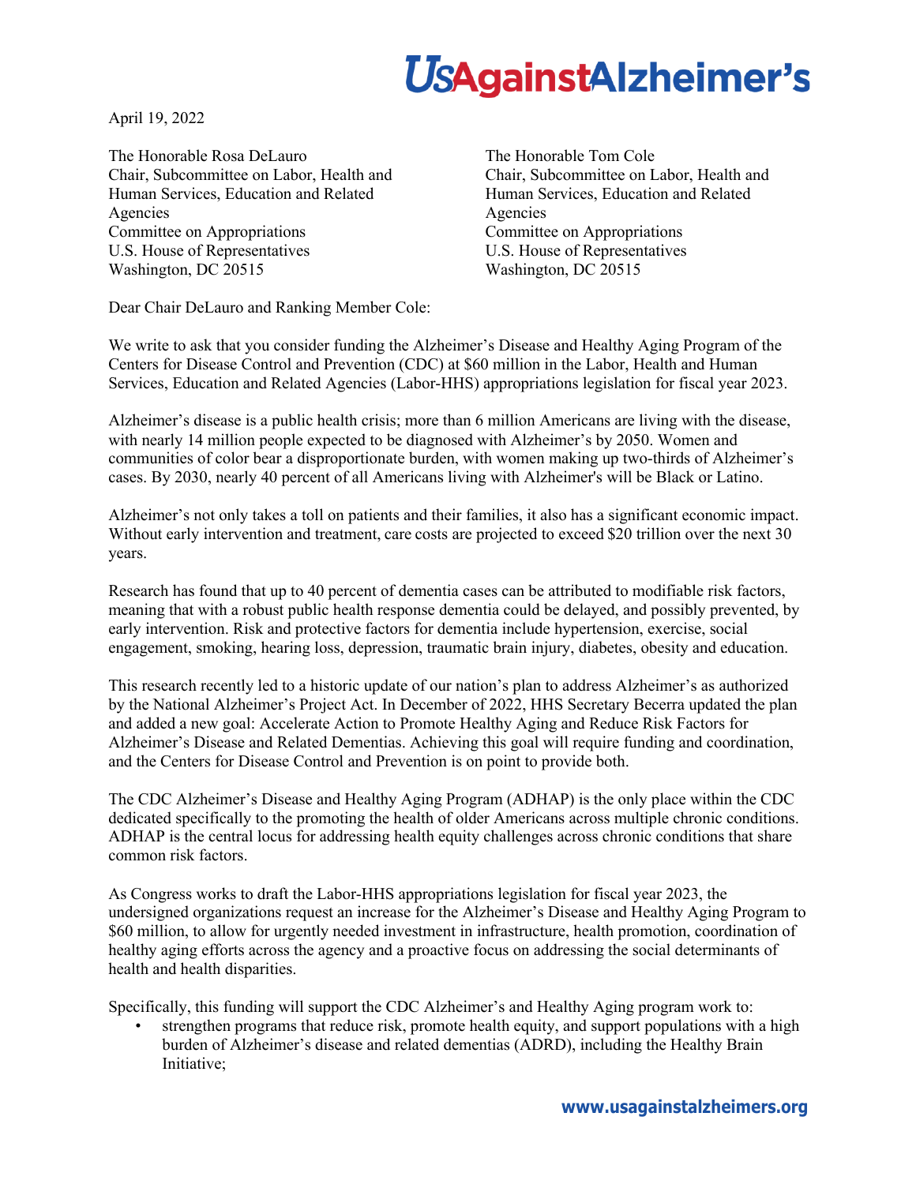# UsAgainstAlzheimer's

April 19, 2022

The Honorable Rosa DeLauro
Chair, Subcommittee on Labor, Health and Human Services, Education and Related Agencies
Committee on Appropriations
U.S. House of Representatives
Washington, DC 20515

The Honorable Tom Cole
Chair, Subcommittee on Labor, Health and Human Services, Education and Related Agencies
Committee on Appropriations
U.S. House of Representatives
Washington, DC 20515

Dear Chair DeLauro and Ranking Member Cole:

We write to ask that you consider funding the Alzheimer's Disease and Healthy Aging Program of the Centers for Disease Control and Prevention (CDC) at $60 million in the Labor, Health and Human Services, Education and Related Agencies (Labor-HHS) appropriations legislation for fiscal year 2023.

Alzheimer's disease is a public health crisis; more than 6 million Americans are living with the disease, with nearly 14 million people expected to be diagnosed with Alzheimer's by 2050. Women and communities of color bear a disproportionate burden, with women making up two-thirds of Alzheimer's cases. By 2030, nearly 40 percent of all Americans living with Alzheimer's will be Black or Latino.

Alzheimer's not only takes a toll on patients and their families, it also has a significant economic impact. Without early intervention and treatment, care costs are projected to exceed $20 trillion over the next 30 years.

Research has found that up to 40 percent of dementia cases can be attributed to modifiable risk factors, meaning that with a robust public health response dementia could be delayed, and possibly prevented, by early intervention. Risk and protective factors for dementia include hypertension, exercise, social engagement, smoking, hearing loss, depression, traumatic brain injury, diabetes, obesity and education.

This research recently led to a historic update of our nation's plan to address Alzheimer's as authorized by the National Alzheimer's Project Act. In December of 2022, HHS Secretary Becerra updated the plan and added a new goal: Accelerate Action to Promote Healthy Aging and Reduce Risk Factors for Alzheimer's Disease and Related Dementias. Achieving this goal will require funding and coordination, and the Centers for Disease Control and Prevention is on point to provide both.

The CDC Alzheimer's Disease and Healthy Aging Program (ADHAP) is the only place within the CDC dedicated specifically to the promoting the health of older Americans across multiple chronic conditions. ADHAP is the central locus for addressing health equity challenges across chronic conditions that share common risk factors.

As Congress works to draft the Labor-HHS appropriations legislation for fiscal year 2023, the undersigned organizations request an increase for the Alzheimer's Disease and Healthy Aging Program to $60 million, to allow for urgently needed investment in infrastructure, health promotion, coordination of healthy aging efforts across the agency and a proactive focus on addressing the social determinants of health and health disparities.

Specifically, this funding will support the CDC Alzheimer's and Healthy Aging program work to:

- strengthen programs that reduce risk, promote health equity, and support populations with a high burden of Alzheimer's disease and related dementias (ADRD), including the Healthy Brain Initiative;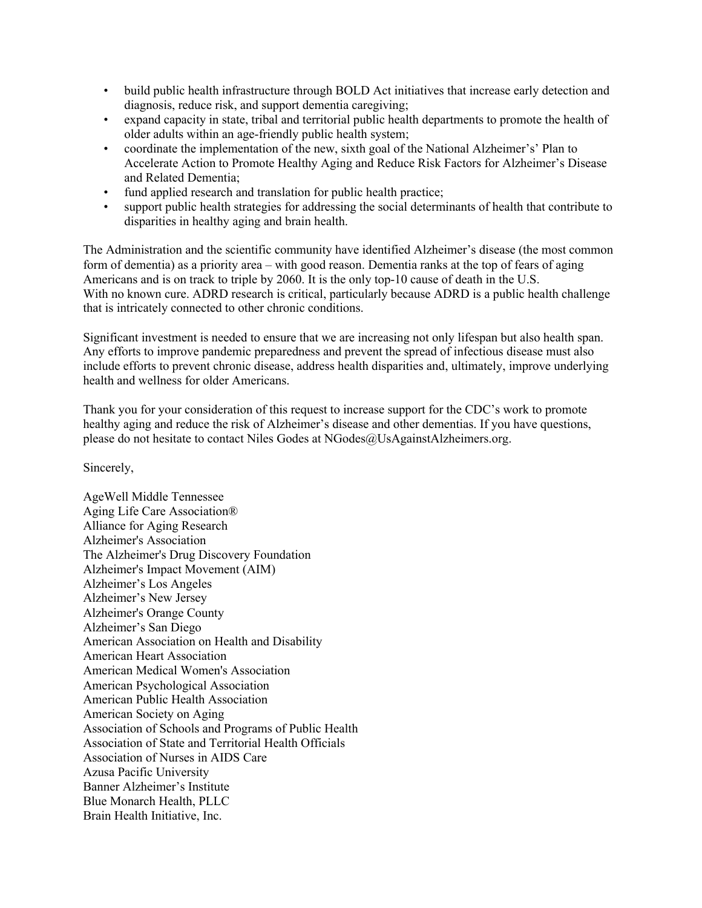- build public health infrastructure through BOLD Act initiatives that increase early detection and diagnosis, reduce risk, and support dementia caregiving;
- expand capacity in state, tribal and territorial public health departments to promote the health of older adults within an age-friendly public health system;
- coordinate the implementation of the new, sixth goal of the National Alzheimer's' Plan to Accelerate Action to Promote Healthy Aging and Reduce Risk Factors for Alzheimer's Disease and Related Dementia;
- fund applied research and translation for public health practice;
- support public health strategies for addressing the social determinants of health that contribute to disparities in healthy aging and brain health.

The Administration and the scientific community have identified Alzheimer's disease (the most common form of dementia) as a priority area – with good reason. Dementia ranks at the top of fears of aging Americans and is on track to triple by 2060. It is the only top-10 cause of death in the U.S. With no known cure. ADRD research is critical, particularly because ADRD is a public health challenge that is intricately connected to other chronic conditions.

Significant investment is needed to ensure that we are increasing not only lifespan but also health span. Any efforts to improve pandemic preparedness and prevent the spread of infectious disease must also include efforts to prevent chronic disease, address health disparities and, ultimately, improve underlying health and wellness for older Americans.

Thank you for your consideration of this request to increase support for the CDC's work to promote healthy aging and reduce the risk of Alzheimer's disease and other dementias. If you have questions, please do not hesitate to contact Niles Godes at NGodes@UsAgainstAlzheimers.org.

Sincerely,

AgeWell Middle Tennessee
Aging Life Care Association®
Alliance for Aging Research
Alzheimer's Association
The Alzheimer's Drug Discovery Foundation
Alzheimer's Impact Movement (AIM)
Alzheimer's Los Angeles
Alzheimer's New Jersey
Alzheimer's Orange County
Alzheimer's San Diego
American Association on Health and Disability
American Heart Association
American Medical Women's Association
American Psychological Association
American Public Health Association
American Society on Aging
Association of Schools and Programs of Public Health
Association of State and Territorial Health Officials
Association of Nurses in AIDS Care
Azusa Pacific University
Banner Alzheimer's Institute
Blue Monarch Health, PLLC
Brain Health Initiative, Inc.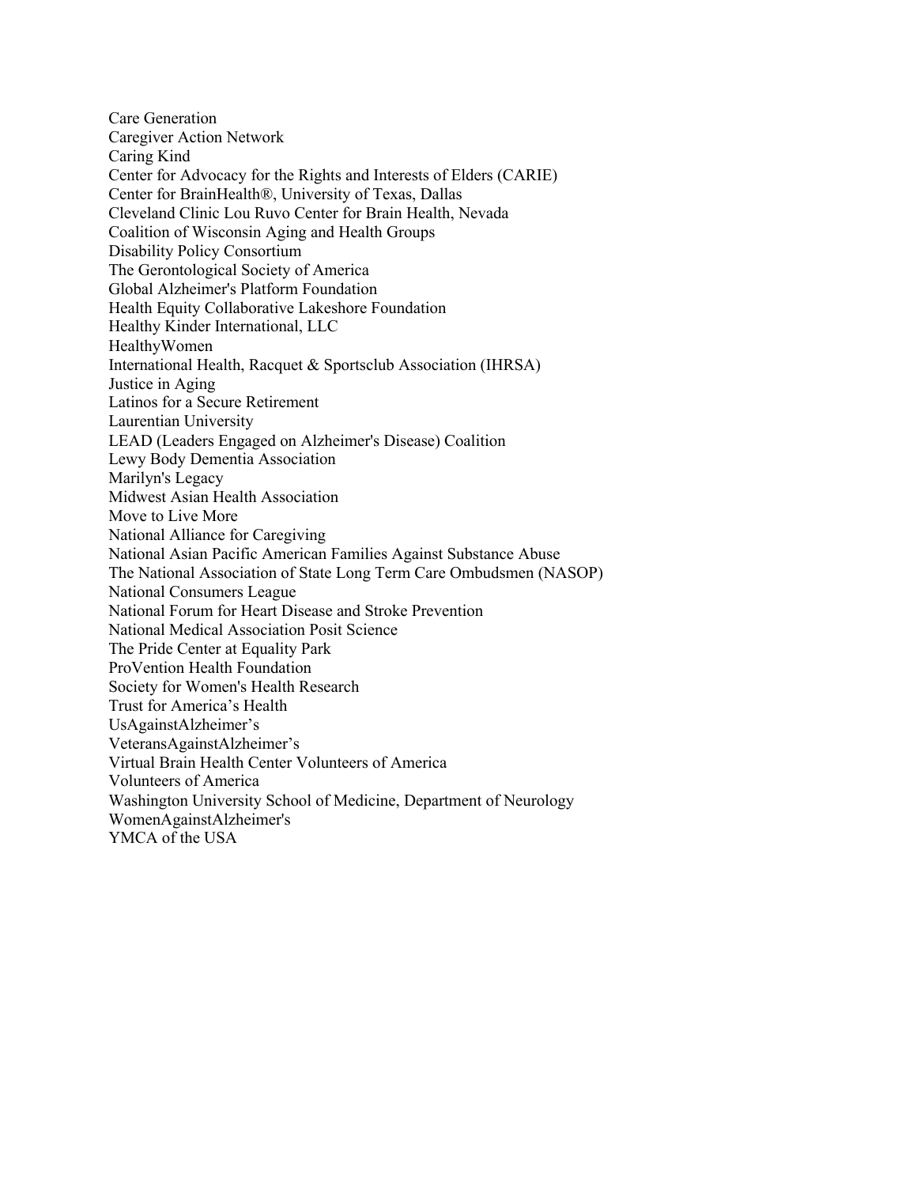Care Generation
Caregiver Action Network
Caring Kind
Center for Advocacy for the Rights and Interests of Elders (CARIE)
Center for BrainHealth®, University of Texas, Dallas
Cleveland Clinic Lou Ruvo Center for Brain Health, Nevada
Coalition of Wisconsin Aging and Health Groups
Disability Policy Consortium
The Gerontological Society of America
Global Alzheimer's Platform Foundation
Health Equity Collaborative Lakeshore Foundation
Healthy Kinder International, LLC
HealthyWomen
International Health, Racquet & Sportsclub Association (IHRSA)
Justice in Aging
Latinos for a Secure Retirement
Laurentian University
LEAD (Leaders Engaged on Alzheimer's Disease) Coalition
Lewy Body Dementia Association
Marilyn's Legacy
Midwest Asian Health Association
Move to Live More
National Alliance for Caregiving
National Asian Pacific American Families Against Substance Abuse
The National Association of State Long Term Care Ombudsmen (NASOP)
National Consumers League
National Forum for Heart Disease and Stroke Prevention
National Medical Association Posit Science
The Pride Center at Equality Park
ProVention Health Foundation
Society for Women's Health Research
Trust for America's Health
UsAgainstAlzheimer's
VeteransAgainstAlzheimer's
Virtual Brain Health Center Volunteers of America
Volunteers of America
Washington University School of Medicine, Department of Neurology
WomenAgainstAlzheimer's
YMCA of the USA